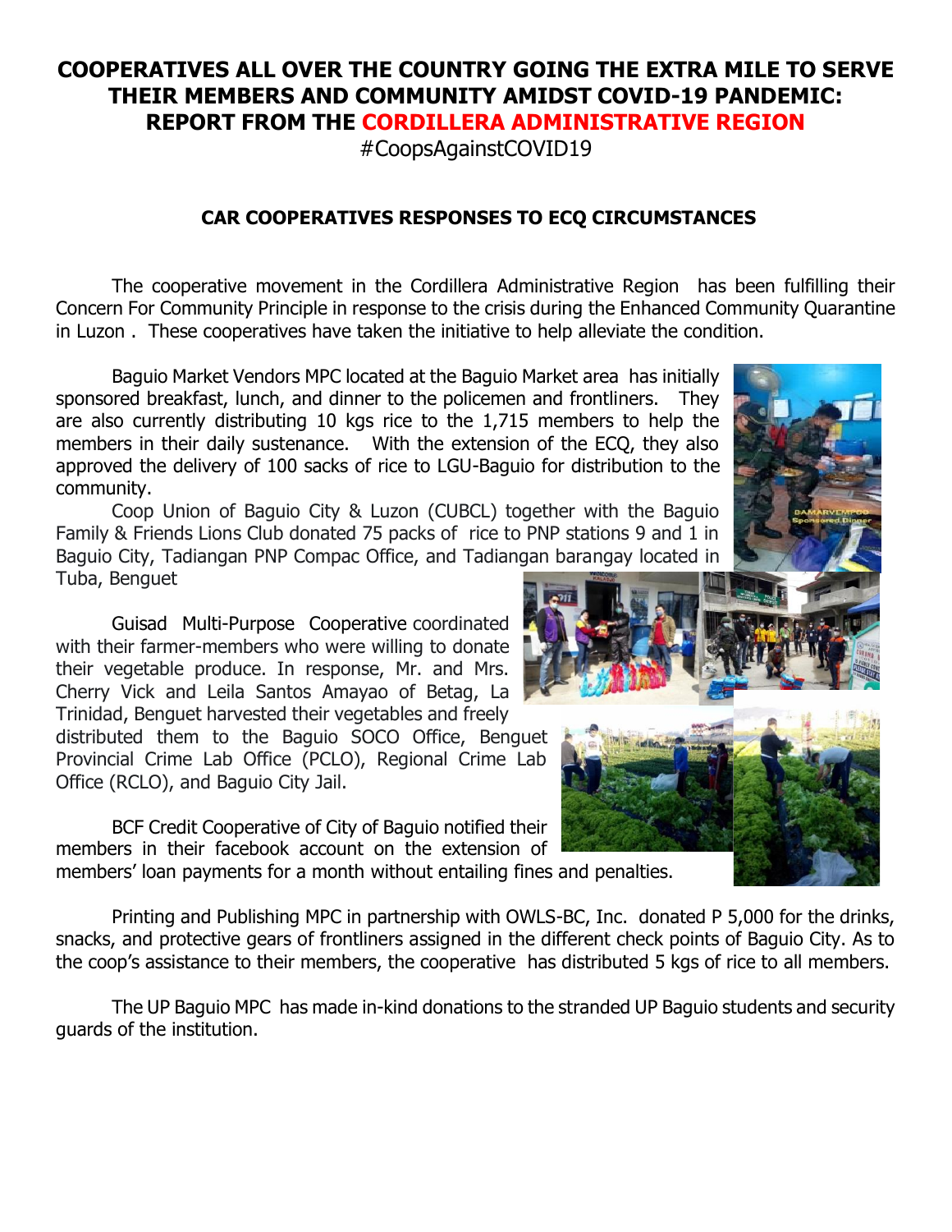# COOPERATIVES ALL OVER THE COUNTRY GOING THE EXTRA MILE TO SERVE THEIR MEMBERS AND COMMUNITY AMIDST COVID-19 PANDEMIC: REPORT FROM THE CORDILLERA ADMINISTRATIVE REGION

#CoopsAgainstCOVID19

## CAR COOPERATIVES RESPONSES TO ECQ CIRCUMSTANCES

The cooperative movement in the Cordillera Administrative Region has been fulfilling their Concern For Community Principle in response to the crisis during the Enhanced Community Quarantine in Luzon . These cooperatives have taken the initiative to help alleviate the condition.

Baguio Market Vendors MPC located at the Baguio Market area has initially sponsored breakfast, lunch, and dinner to the policemen and frontliners. They are also currently distributing 10 kgs rice to the 1,715 members to help the members in their daily sustenance. With the extension of the ECQ, they also approved the delivery of 100 sacks of rice to LGU-Baguio for distribution to the community.

Coop Union of Baguio City & Luzon (CUBCL) together with the Baguio Family & Friends Lions Club donated 75 packs of rice to PNP stations 9 and 1 in Baguio City, Tadiangan PNP Compac Office, and Tadiangan barangay located in Tuba, Benguet

Guisad Multi-Purpose Cooperative coordinated with their farmer-members who were willing to donate their vegetable produce. In response, Mr. and Mrs. Cherry Vick and Leila Santos Amayao of Betag, La Trinidad, Benguet harvested their vegetables and freely distributed them to the Baguio SOCO Office, Benguet Provincial Crime Lab Office (PCLO), Regional Crime Lab Office (RCLO), and Baguio City Jail.

BCF Credit Cooperative of City of Baguio notified their members in their facebook account on the extension of members' loan payments for a month without entailing fines and penalties.

Printing and Publishing MPC in partnership with OWLS-BC, Inc. donated P 5,000 for the drinks, snacks, and protective gears of frontliners assigned in the different check points of Baguio City. As to the coop's assistance to their members, the cooperative has distributed 5 kgs of rice to all members.

The UP Baguio MPC has made in-kind donations to the stranded UP Baguio students and security guards of the institution.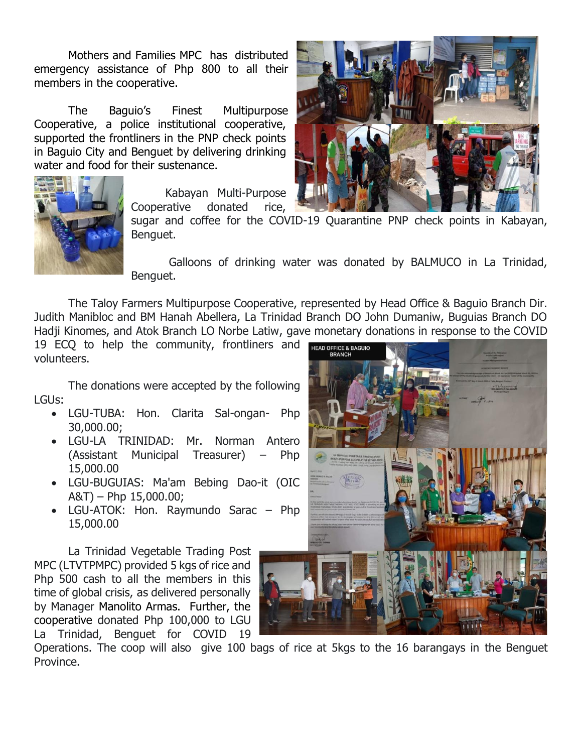Mothers and Families MPC has distributed emergency assistance of Php 800 to all their members in the cooperative.

The Baguio's Finest Multipurpose Cooperative, a police institutional cooperative, supported the frontliners in the PNP check points in Baguio City and Benguet by delivering drinking water and food for their sustenance.

Kabayan Multi-Purpose Cooperative donated rice, sugar and coffee for the COVID-19 Quarantine PNP check points in Kabayan, Benguet.

Galloons of drinking water was donated by BALMUCO in La Trinidad, Benguet.

The Taloy Farmers Multipurpose Cooperative, represented by Head Office & Baguio Branch Dir. Judith Manibloc and BM Hanah Abellera, La Trinidad Branch DO John Dumaniw, Buguias Branch DO Hadji Kinomes, and Atok Branch LO Norbe Latiw, gave monetary donations in response to the COVID 19 ECQ to help the community, frontliners and volunteers.

The donations were accepted by the following LGUs:

- LGU-TUBA: Hon. Clarita Sal-ongan- Php 30,000.00;
- LGU-LA TRINIDAD: Mr. Norman Antero (Assistant Municipal Treasurer) – Php 15,000.00
- LGU-BUGUIAS: Ma'am Bebing Dao-it (OIC A&T) – Php 15,000.00;
- LGU-ATOK: Hon. Raymundo Sarac – Php 15,000.00

La Trinidad Vegetable Trading Post MPC (LTVTPMPC) provided 5 kgs of rice and Php 500 cash to all the members in this time of global crisis, as delivered personally by Manager Manolito Armas. Further, the cooperative donated Php 100,000 to LGU La Trinidad, Benguet for COVID 19 Operations. The coop will also give 100 bags of rice at 5kgs to the 16 barangays in the Benguet Province.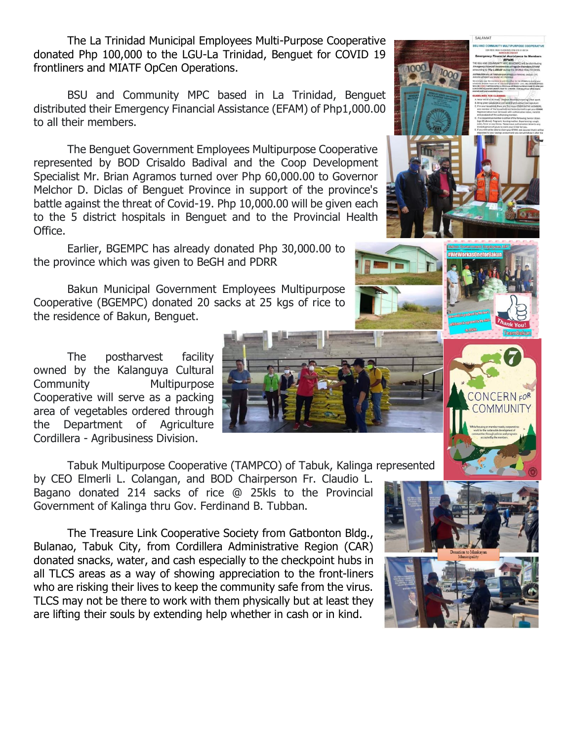The La Trinidad Municipal Employees Multi-Purpose Cooperative donated Php 100,000 to the LGU-La Trinidad, Benguet for COVID 19 frontliners and MIATF OpCen Operations.

BSU and Community MPC based in La Trinidad, Benguet distributed their Emergency Financial Assistance (EFAM) of Php1,000.00 to all their members.

The Benguet Government Employees Multipurpose Cooperative represented by BOD Crisaldo Badival and the Coop Development Specialist Mr. Brian Agramos turned over Php 60,000.00 to Governor Melchor D. Diclas of Benguet Province in support of the province's battle against the threat of Covid-19. Php 10,000.00 will be given each to the 5 district hospitals in Benguet and to the Provincial Health Office.

Earlier, BGEMPC has already donated Php 30,000.00 to the province which was given to BeGH and PDRR

Bakun Municipal Government Employees Multipurpose Cooperative (BGEMPC) donated 20 sacks at 25 kgs of rice to the residence of Bakun, Benguet.

The postharvest facility owned by the Kalanguya Cultural Community Multipurpose Cooperative will serve as a packing area of vegetables ordered through the Department of Agriculture Cordillera - Agribusiness Division.

Tabuk Multipurpose Cooperative (TAMPCO) of Tabuk, Kalinga represented by CEO Elmerli L. Colangan, and BOD Chairperson Fr. Claudio L. Bagano donated 214 sacks of rice @ 25kls to the Provincial Government of Kalinga thru Gov. Ferdinand B. Tubban.

The Treasure Link Cooperative Society from Gatbonton Bldg., Bulanao, Tabuk City, from Cordillera Administrative Region (CAR) donated snacks, water, and cash especially to the checkpoint hubs in all TLCS areas as a way of showing appreciation to the front-liners who are risking their lives to keep the community safe from the virus. TLCS may not be there to work with them physically but at least they are lifting their souls by extending help whether in cash or in kind.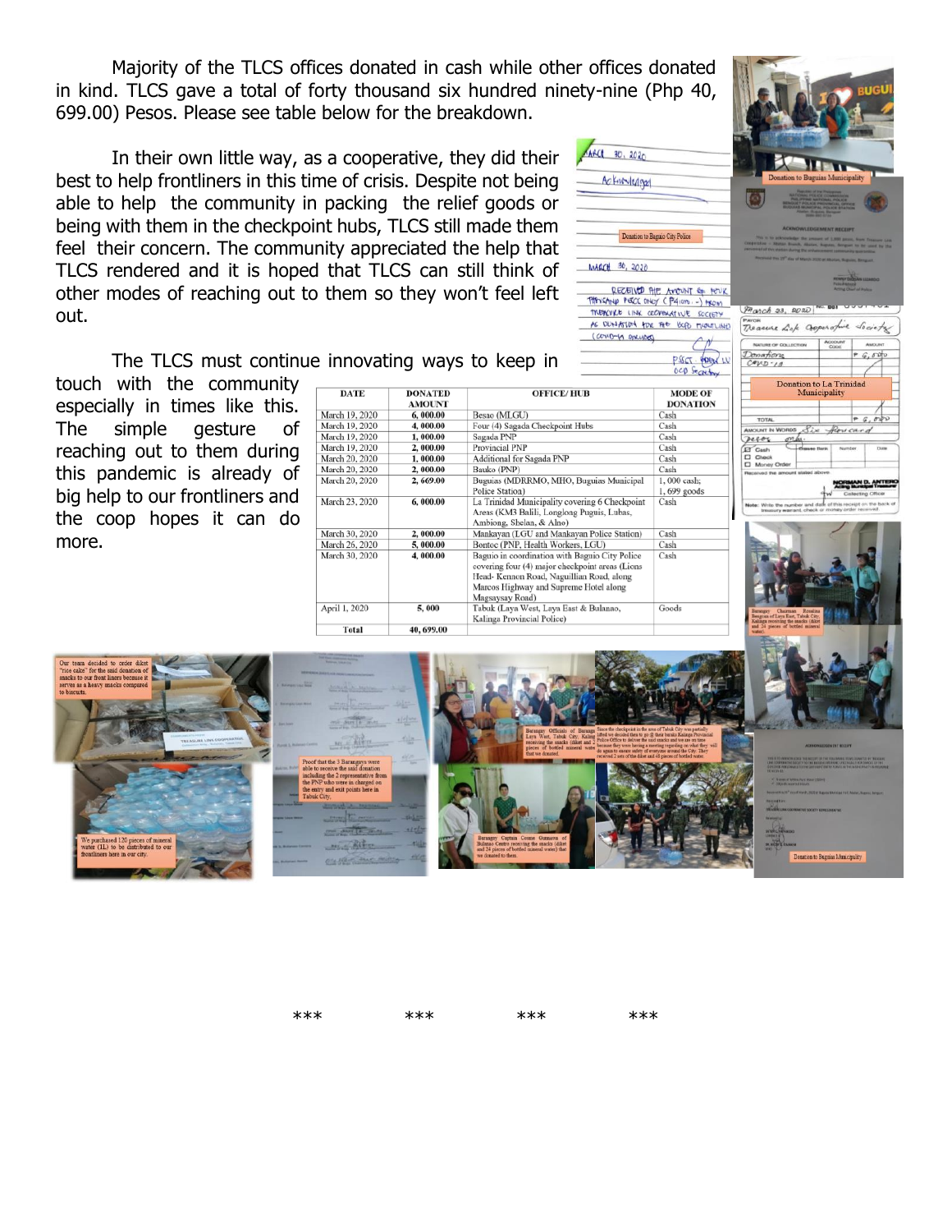Majority of the TLCS offices donated in cash while other offices donated in kind. TLCS gave a total of forty thousand six hundred ninety-nine (Php 40, 699.00) Pesos. Please see table below for the breakdown.

In their own little way, as a cooperative, they did their best to help frontliners in this time of crisis. Despite not being able to help the community in packing the relief goods or being with them in the checkpoint hubs, TLCS still made them feel their concern. The community appreciated the help that TLCS rendered and it is hoped that TLCS can still think of other modes of reaching out to them so they won't feel left out.

The TLCS must continue innovating ways to keep in touch with the community especially in times like this. The simple gesture of reaching out to them during this pandemic is already of big help to our frontliners and the coop hopes it can do more.

| DATE | DONATED AMOUNT | OFFICE/ HUB | MODE OF DONATION |
|---|---|---|---|
| March 19, 2020 | 6, 000.00 | Besao (MLGU) | Cash |
| March 19, 2020 | 4, 000.00 | Four (4) Sagada Checkpoint Hubs | Cash |
| March 19, 2020 | 1, 000.00 | Sagada PNP | Cash |
| March 19, 2020 | 2, 000.00 | Provincial PNP | Cash |
| March 20, 2020 | 1, 000.00 | Additional for Sagada PNP | Cash |
| March 20, 2020 | 2, 000.00 | Bauko (PNP) | Cash |
| March 20, 2020 | 2, 669.00 | Buguias (MDRRMO, MHO, Buguias Municipal Police Station) | 1, 000 cash; 1, 699 goods |
| March 23, 2020 | 6, 000.00 | La Trinidad Municipality covering 6 Checkpoint Areas (KM3 Balili, Longlong Puguis, Lubas, Ambiong, Shelan, & Alno) | Cash |
| March 30, 2020 | 2, 000.00 | Mankayan (LGU and Mankayan Police Station) | Cash |
| March 26, 2020 | 5, 000.00 | Bontoc (PNP, Health Workers, LGU) | Cash |
| March 30, 2020 | 4, 000.00 | Baguio in coordination with Baguio City Police covering four (4) major checkpoint areas (Lions Head- Kennon Road, Naguillian Road, along Marcos Highway and Supreme Hotel along Magsaysay Road) | Cash |
| April 1, 2020 | 5, 000 | Tabuk (Laya West, Laya East & Bulanao, Kalinga Provincial Police) | Goods |
| Total | 40, 699.00 | | |

Donation to Baguio City Police

Donation to Buguias Municipality

Donation to La Trinidad Municipality

Barangay Chairman Rosalina Bengwas of Laya East, Tabuk City, Kalinga receiving the snacks (diket and 24 pieces of bottled mineral water).

Our team decided to order diket "rice cake" for the said donation of snacks to our front liners because it serves as a heavy snacks compared to biscuits.

We purchased 120 pieces of mineral water (1L) to be distributed to our frontliners here in our city.

Proof that the 3 Barangays were able to receive the said donation including the 2 representative from the PNP who were in charged on the entry and exit points here in Tabuk City.

Barangay Officials of Barangay Laya West, Tabuk City, Kalinga receiving the snacks (diket and 24 pieces of bottled mineral water) that we donated.

Since the checkpoint in the area of Tabuk City was partially lifted we decided then to go @ their bataks Kalinga Provincial Police Office to deliver the said snacks and we are on time because they were having a meeting regarding on what they will do again to ensure safety of everyone around the City. They received 2 sets of the diket and 48 pieces of bottled water.

Barangay Captain Connie Gunnawa of Bulanao Centro receiving the snacks (diket and 24 pieces of bottled mineral water) that we donated to them.

Donation to Buguias Municipality

\*\*\* \*\*\* \*\*\* \*\*\*